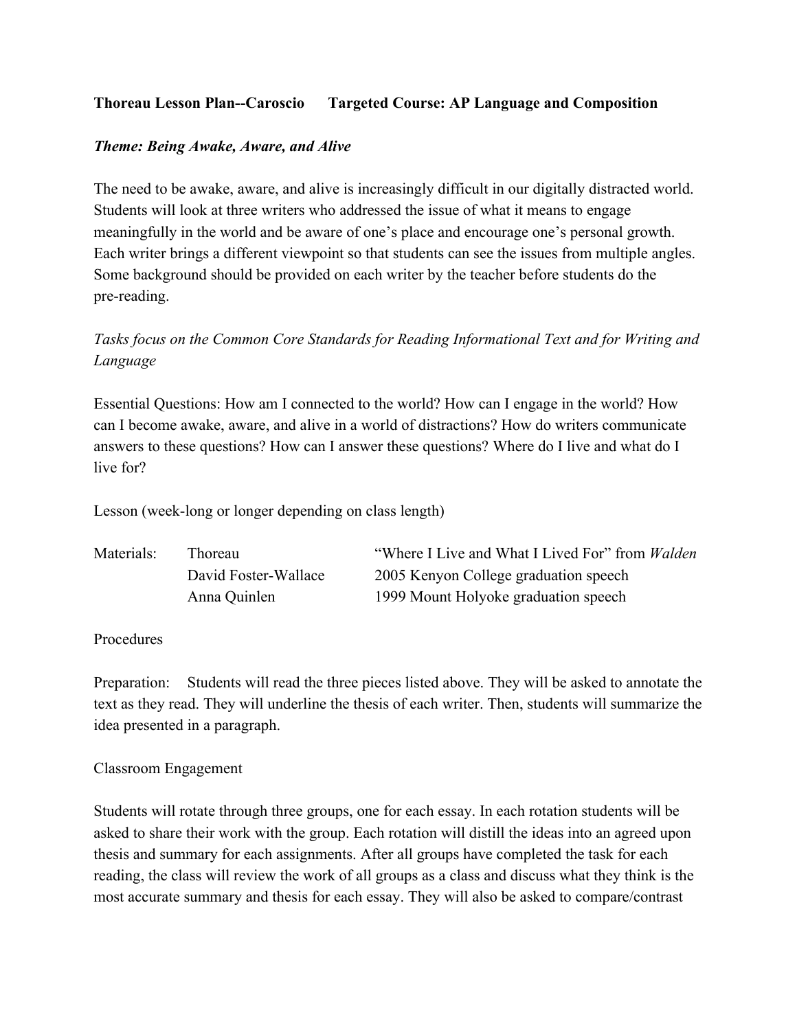**Thoreau Lesson Plan--Caroscio      Targeted Course: AP Language and Composition**

***Theme: Being Awake, Aware, and Alive***

The need to be awake, aware, and alive is increasingly difficult in our digitally distracted world. Students will look at three writers who addressed the issue of what it means to engage meaningfully in the world and be aware of one's place and encourage one's personal growth. Each writer brings a different viewpoint so that students can see the issues from multiple angles. Some background should be provided on each writer by the teacher before students do the pre-reading.

*Tasks focus on the Common Core Standards for Reading Informational Text and for Writing and Language*

Essential Questions: How am I connected to the world? How can I engage in the world? How can I become awake, aware, and alive in a world of distractions? How do writers communicate answers to these questions? How can I answer these questions? Where do I live and what do I live for?

Lesson (week-long or longer depending on class length)

| Materials: | Thoreau | "Where I Live and What I Lived For" from *Walden* |
|---|---|---|
| | David Foster-Wallace | 2005 Kenyon College graduation speech |
| | Anna Quinlen | 1999 Mount Holyoke graduation speech |

Procedures

Preparation: Students will read the three pieces listed above. They will be asked to annotate the text as they read. They will underline the thesis of each writer. Then, students will summarize the idea presented in a paragraph.

Classroom Engagement

Students will rotate through three groups, one for each essay. In each rotation students will be asked to share their work with the group. Each rotation will distill the ideas into an agreed upon thesis and summary for each assignments. After all groups have completed the task for each reading, the class will review the work of all groups as a class and discuss what they think is the most accurate summary and thesis for each essay. They will also be asked to compare/contrast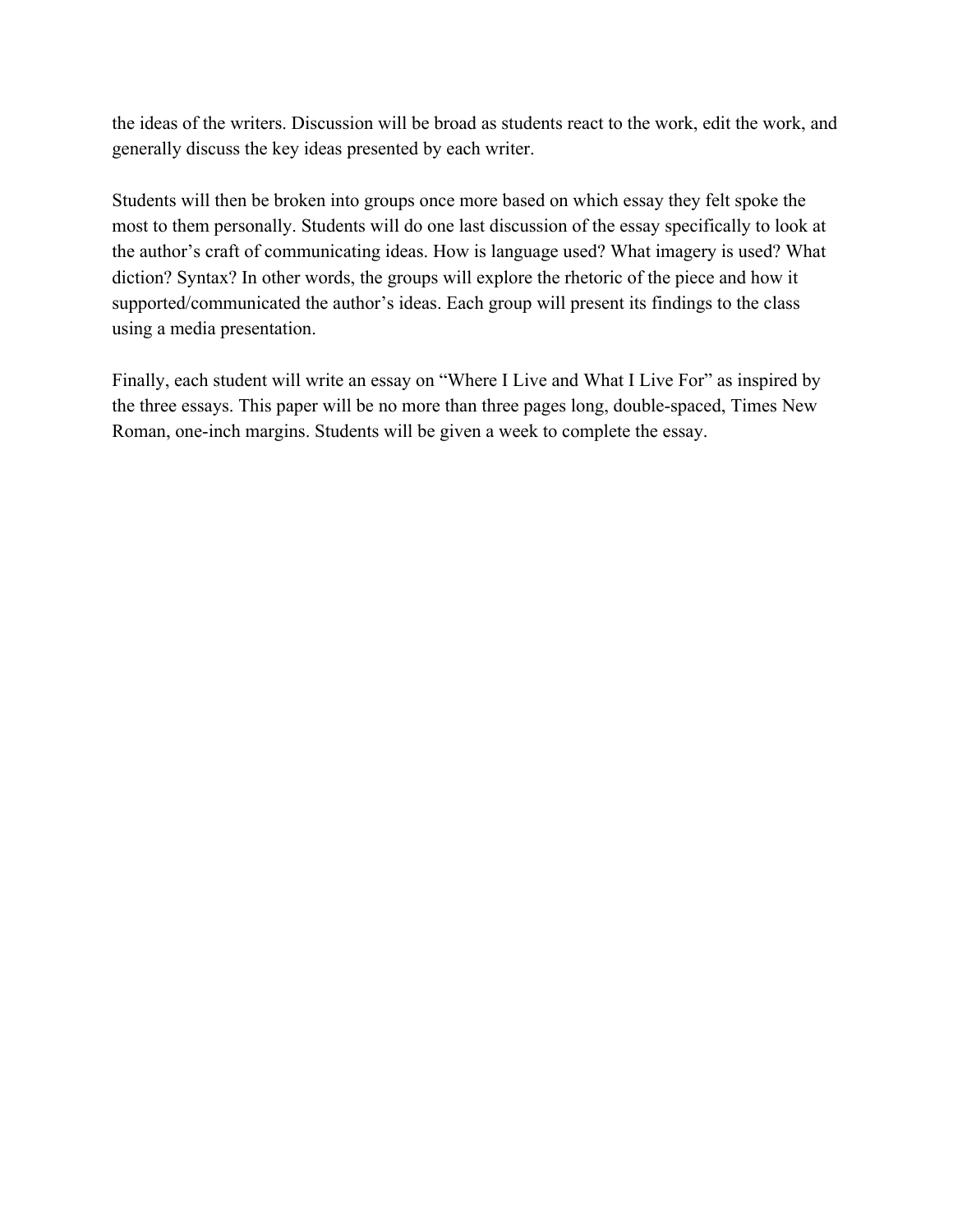the ideas of the writers. Discussion will be broad as students react to the work, edit the work, and generally discuss the key ideas presented by each writer.

Students will then be broken into groups once more based on which essay they felt spoke the most to them personally. Students will do one last discussion of the essay specifically to look at the author's craft of communicating ideas. How is language used? What imagery is used? What diction? Syntax? In other words, the groups will explore the rhetoric of the piece and how it supported/communicated the author's ideas. Each group will present its findings to the class using a media presentation.

Finally, each student will write an essay on "Where I Live and What I Live For" as inspired by the three essays. This paper will be no more than three pages long, double-spaced, Times New Roman, one-inch margins. Students will be given a week to complete the essay.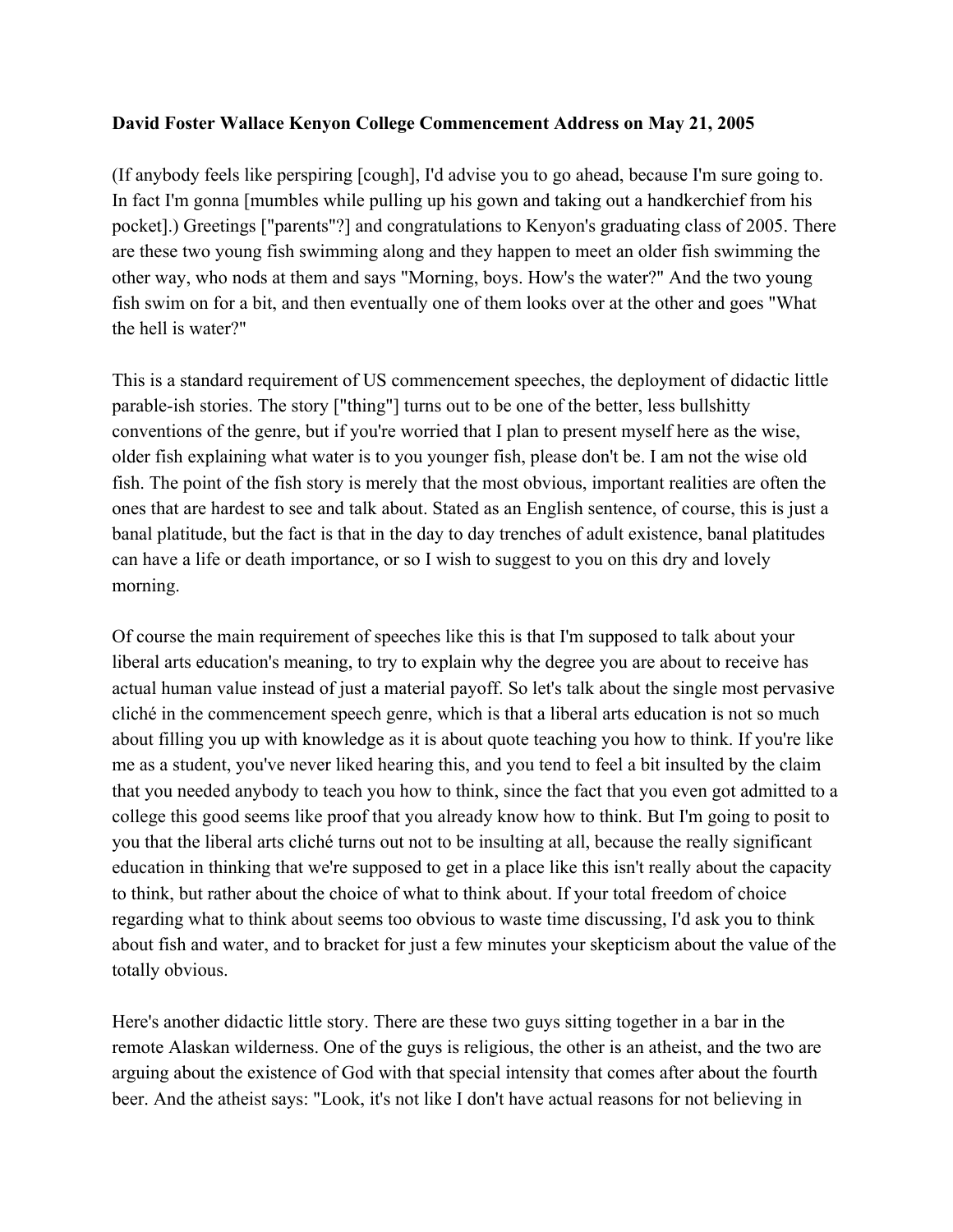**David Foster Wallace Kenyon College Commencement Address on May 21, 2005**

(If anybody feels like perspiring [cough], I'd advise you to go ahead, because I'm sure going to. In fact I'm gonna [mumbles while pulling up his gown and taking out a handkerchief from his pocket].) Greetings ["parents"?] and congratulations to Kenyon's graduating class of 2005. There are these two young fish swimming along and they happen to meet an older fish swimming the other way, who nods at them and says "Morning, boys. How's the water?" And the two young fish swim on for a bit, and then eventually one of them looks over at the other and goes "What the hell is water?"

This is a standard requirement of US commencement speeches, the deployment of didactic little parable-ish stories. The story ["thing"] turns out to be one of the better, less bullshitty conventions of the genre, but if you're worried that I plan to present myself here as the wise, older fish explaining what water is to you younger fish, please don't be. I am not the wise old fish. The point of the fish story is merely that the most obvious, important realities are often the ones that are hardest to see and talk about. Stated as an English sentence, of course, this is just a banal platitude, but the fact is that in the day to day trenches of adult existence, banal platitudes can have a life or death importance, or so I wish to suggest to you on this dry and lovely morning.

Of course the main requirement of speeches like this is that I'm supposed to talk about your liberal arts education's meaning, to try to explain why the degree you are about to receive has actual human value instead of just a material payoff. So let's talk about the single most pervasive cliché in the commencement speech genre, which is that a liberal arts education is not so much about filling you up with knowledge as it is about quote teaching you how to think. If you're like me as a student, you've never liked hearing this, and you tend to feel a bit insulted by the claim that you needed anybody to teach you how to think, since the fact that you even got admitted to a college this good seems like proof that you already know how to think. But I'm going to posit to you that the liberal arts cliché turns out not to be insulting at all, because the really significant education in thinking that we're supposed to get in a place like this isn't really about the capacity to think, but rather about the choice of what to think about. If your total freedom of choice regarding what to think about seems too obvious to waste time discussing, I'd ask you to think about fish and water, and to bracket for just a few minutes your skepticism about the value of the totally obvious.

Here's another didactic little story. There are these two guys sitting together in a bar in the remote Alaskan wilderness. One of the guys is religious, the other is an atheist, and the two are arguing about the existence of God with that special intensity that comes after about the fourth beer. And the atheist says: "Look, it's not like I don't have actual reasons for not believing in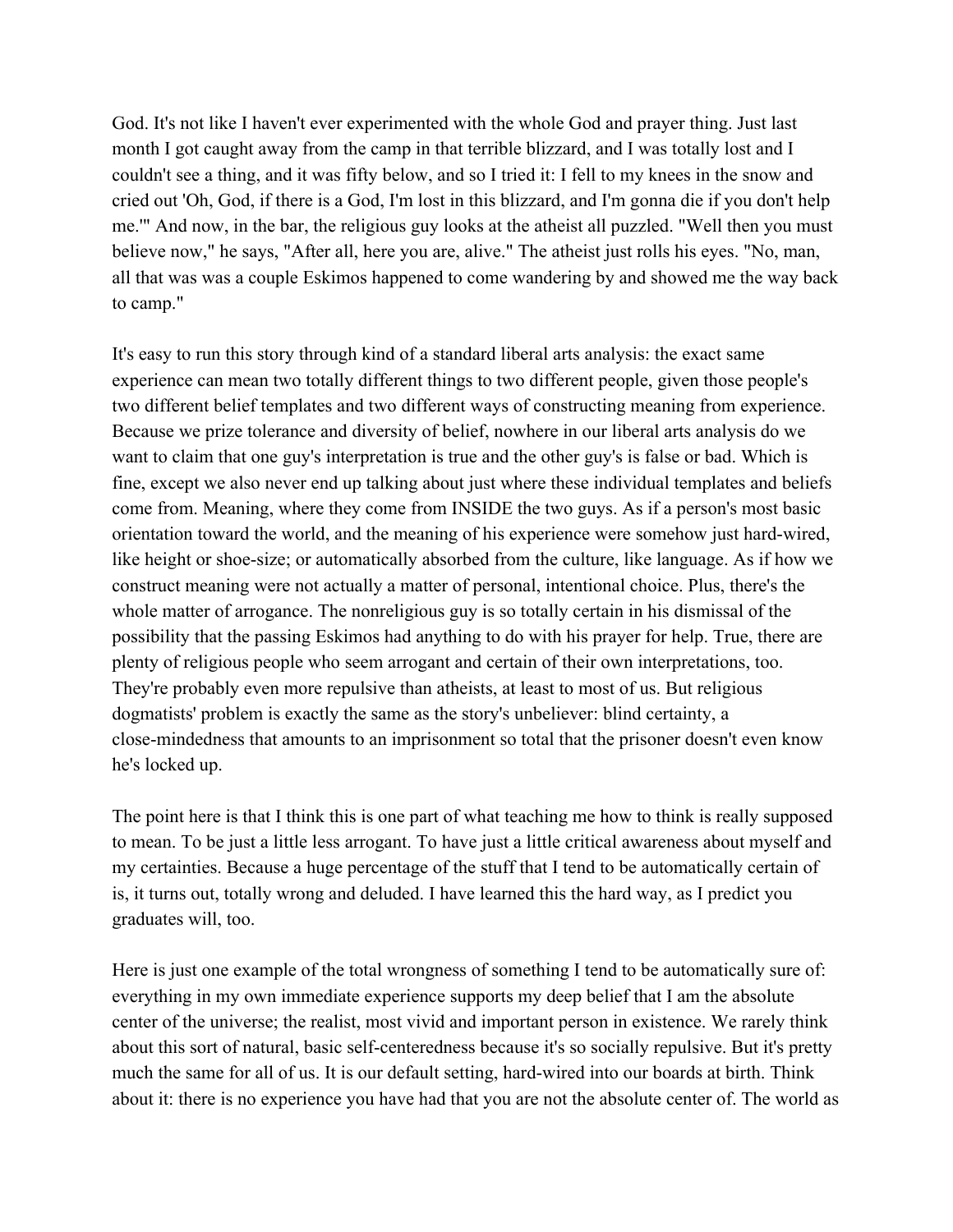God. It's not like I haven't ever experimented with the whole God and prayer thing. Just last month I got caught away from the camp in that terrible blizzard, and I was totally lost and I couldn't see a thing, and it was fifty below, and so I tried it: I fell to my knees in the snow and cried out 'Oh, God, if there is a God, I'm lost in this blizzard, and I'm gonna die if you don't help me.'" And now, in the bar, the religious guy looks at the atheist all puzzled. "Well then you must believe now," he says, "After all, here you are, alive." The atheist just rolls his eyes. "No, man, all that was was a couple Eskimos happened to come wandering by and showed me the way back to camp."

It's easy to run this story through kind of a standard liberal arts analysis: the exact same experience can mean two totally different things to two different people, given those people's two different belief templates and two different ways of constructing meaning from experience. Because we prize tolerance and diversity of belief, nowhere in our liberal arts analysis do we want to claim that one guy's interpretation is true and the other guy's is false or bad. Which is fine, except we also never end up talking about just where these individual templates and beliefs come from. Meaning, where they come from INSIDE the two guys. As if a person's most basic orientation toward the world, and the meaning of his experience were somehow just hard-wired, like height or shoe-size; or automatically absorbed from the culture, like language. As if how we construct meaning were not actually a matter of personal, intentional choice. Plus, there's the whole matter of arrogance. The nonreligious guy is so totally certain in his dismissal of the possibility that the passing Eskimos had anything to do with his prayer for help. True, there are plenty of religious people who seem arrogant and certain of their own interpretations, too. They're probably even more repulsive than atheists, at least to most of us. But religious dogmatists' problem is exactly the same as the story's unbeliever: blind certainty, a close-mindedness that amounts to an imprisonment so total that the prisoner doesn't even know he's locked up.

The point here is that I think this is one part of what teaching me how to think is really supposed to mean. To be just a little less arrogant. To have just a little critical awareness about myself and my certainties. Because a huge percentage of the stuff that I tend to be automatically certain of is, it turns out, totally wrong and deluded. I have learned this the hard way, as I predict you graduates will, too.

Here is just one example of the total wrongness of something I tend to be automatically sure of: everything in my own immediate experience supports my deep belief that I am the absolute center of the universe; the realist, most vivid and important person in existence. We rarely think about this sort of natural, basic self-centeredness because it's so socially repulsive. But it's pretty much the same for all of us. It is our default setting, hard-wired into our boards at birth. Think about it: there is no experience you have had that you are not the absolute center of. The world as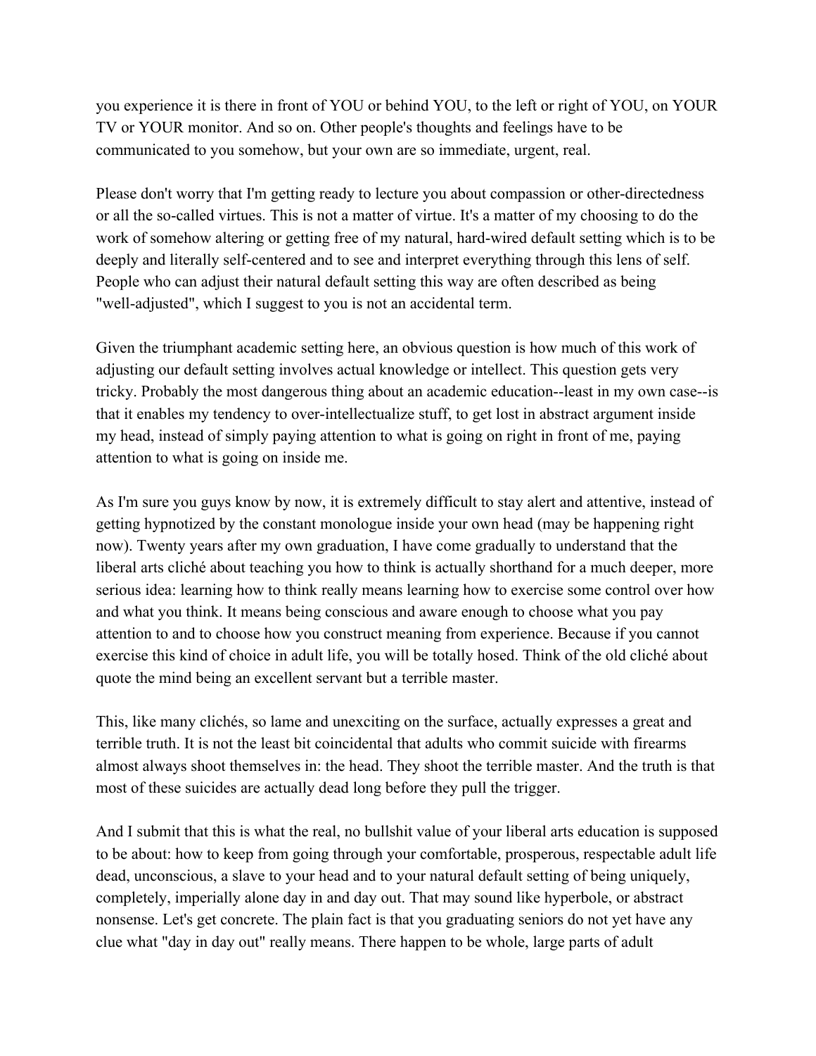you experience it is there in front of YOU or behind YOU, to the left or right of YOU, on YOUR TV or YOUR monitor. And so on. Other people's thoughts and feelings have to be communicated to you somehow, but your own are so immediate, urgent, real.

Please don't worry that I'm getting ready to lecture you about compassion or other-directedness or all the so-called virtues. This is not a matter of virtue. It's a matter of my choosing to do the work of somehow altering or getting free of my natural, hard-wired default setting which is to be deeply and literally self-centered and to see and interpret everything through this lens of self. People who can adjust their natural default setting this way are often described as being "well-adjusted", which I suggest to you is not an accidental term.

Given the triumphant academic setting here, an obvious question is how much of this work of adjusting our default setting involves actual knowledge or intellect. This question gets very tricky. Probably the most dangerous thing about an academic education--least in my own case--is that it enables my tendency to over-intellectualize stuff, to get lost in abstract argument inside my head, instead of simply paying attention to what is going on right in front of me, paying attention to what is going on inside me.

As I'm sure you guys know by now, it is extremely difficult to stay alert and attentive, instead of getting hypnotized by the constant monologue inside your own head (may be happening right now). Twenty years after my own graduation, I have come gradually to understand that the liberal arts cliché about teaching you how to think is actually shorthand for a much deeper, more serious idea: learning how to think really means learning how to exercise some control over how and what you think. It means being conscious and aware enough to choose what you pay attention to and to choose how you construct meaning from experience. Because if you cannot exercise this kind of choice in adult life, you will be totally hosed. Think of the old cliché about quote the mind being an excellent servant but a terrible master.

This, like many clichés, so lame and unexciting on the surface, actually expresses a great and terrible truth. It is not the least bit coincidental that adults who commit suicide with firearms almost always shoot themselves in: the head. They shoot the terrible master. And the truth is that most of these suicides are actually dead long before they pull the trigger.

And I submit that this is what the real, no bullshit value of your liberal arts education is supposed to be about: how to keep from going through your comfortable, prosperous, respectable adult life dead, unconscious, a slave to your head and to your natural default setting of being uniquely, completely, imperially alone day in and day out. That may sound like hyperbole, or abstract nonsense. Let's get concrete. The plain fact is that you graduating seniors do not yet have any clue what "day in day out" really means. There happen to be whole, large parts of adult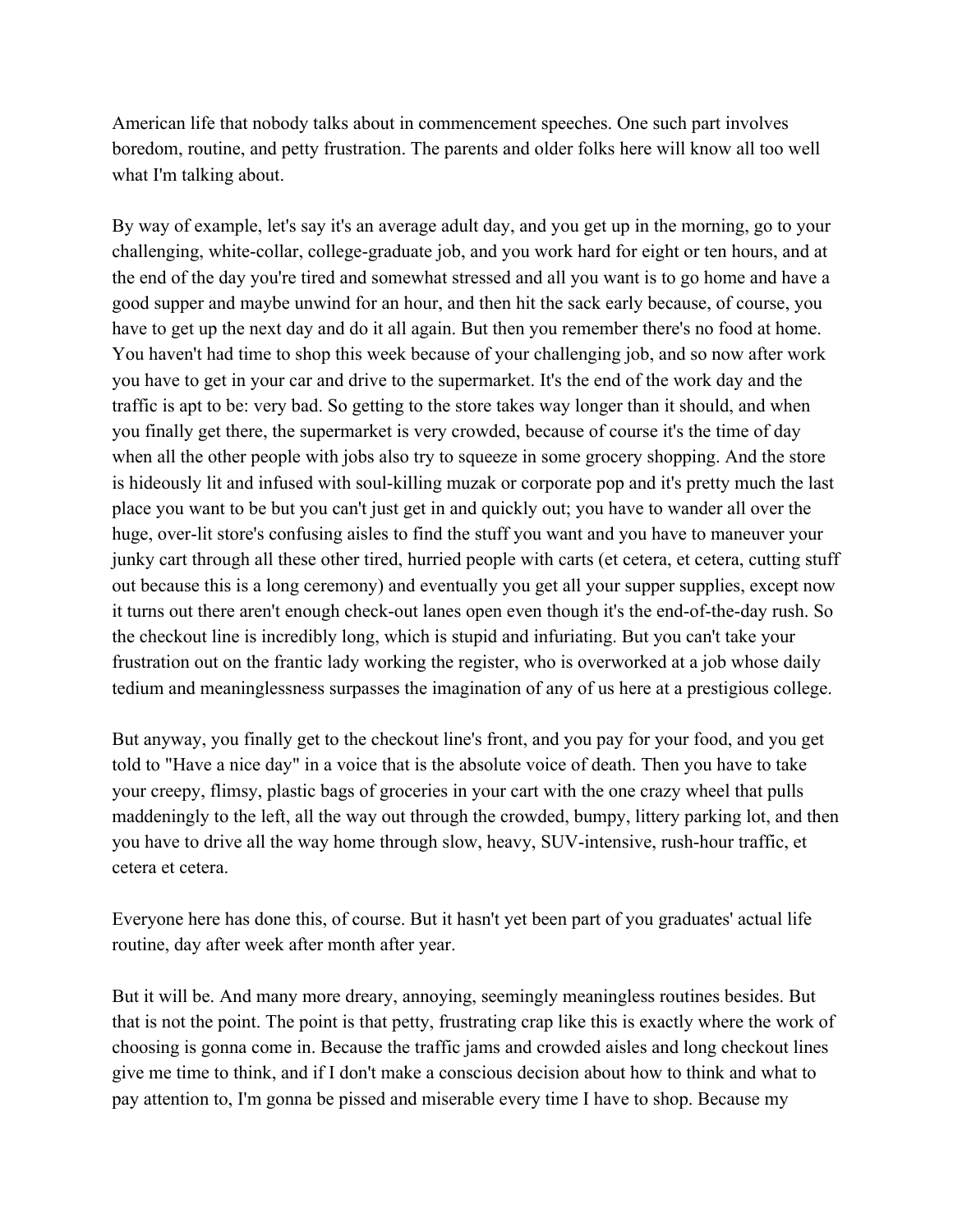American life that nobody talks about in commencement speeches. One such part involves boredom, routine, and petty frustration. The parents and older folks here will know all too well what I'm talking about.

By way of example, let's say it's an average adult day, and you get up in the morning, go to your challenging, white-collar, college-graduate job, and you work hard for eight or ten hours, and at the end of the day you're tired and somewhat stressed and all you want is to go home and have a good supper and maybe unwind for an hour, and then hit the sack early because, of course, you have to get up the next day and do it all again. But then you remember there's no food at home. You haven't had time to shop this week because of your challenging job, and so now after work you have to get in your car and drive to the supermarket. It's the end of the work day and the traffic is apt to be: very bad. So getting to the store takes way longer than it should, and when you finally get there, the supermarket is very crowded, because of course it's the time of day when all the other people with jobs also try to squeeze in some grocery shopping. And the store is hideously lit and infused with soul-killing muzak or corporate pop and it's pretty much the last place you want to be but you can't just get in and quickly out; you have to wander all over the huge, over-lit store's confusing aisles to find the stuff you want and you have to maneuver your junky cart through all these other tired, hurried people with carts (et cetera, et cetera, cutting stuff out because this is a long ceremony) and eventually you get all your supper supplies, except now it turns out there aren't enough check-out lanes open even though it's the end-of-the-day rush. So the checkout line is incredibly long, which is stupid and infuriating. But you can't take your frustration out on the frantic lady working the register, who is overworked at a job whose daily tedium and meaninglessness surpasses the imagination of any of us here at a prestigious college.

But anyway, you finally get to the checkout line's front, and you pay for your food, and you get told to "Have a nice day" in a voice that is the absolute voice of death. Then you have to take your creepy, flimsy, plastic bags of groceries in your cart with the one crazy wheel that pulls maddeningly to the left, all the way out through the crowded, bumpy, littery parking lot, and then you have to drive all the way home through slow, heavy, SUV-intensive, rush-hour traffic, et cetera et cetera.

Everyone here has done this, of course. But it hasn't yet been part of you graduates' actual life routine, day after week after month after year.

But it will be. And many more dreary, annoying, seemingly meaningless routines besides. But that is not the point. The point is that petty, frustrating crap like this is exactly where the work of choosing is gonna come in. Because the traffic jams and crowded aisles and long checkout lines give me time to think, and if I don't make a conscious decision about how to think and what to pay attention to, I'm gonna be pissed and miserable every time I have to shop. Because my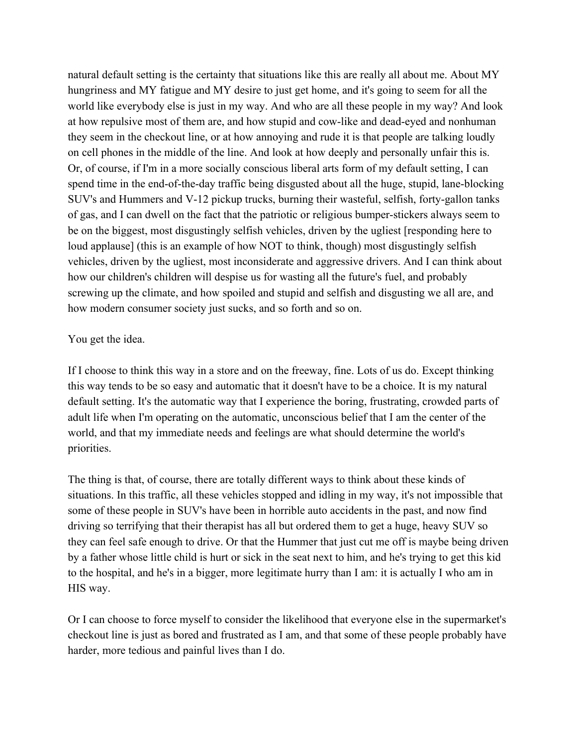natural default setting is the certainty that situations like this are really all about me. About MY hungriness and MY fatigue and MY desire to just get home, and it's going to seem for all the world like everybody else is just in my way. And who are all these people in my way? And look at how repulsive most of them are, and how stupid and cow-like and dead-eyed and nonhuman they seem in the checkout line, or at how annoying and rude it is that people are talking loudly on cell phones in the middle of the line. And look at how deeply and personally unfair this is. Or, of course, if I'm in a more socially conscious liberal arts form of my default setting, I can spend time in the end-of-the-day traffic being disgusted about all the huge, stupid, lane-blocking SUV's and Hummers and V-12 pickup trucks, burning their wasteful, selfish, forty-gallon tanks of gas, and I can dwell on the fact that the patriotic or religious bumper-stickers always seem to be on the biggest, most disgustingly selfish vehicles, driven by the ugliest [responding here to loud applause] (this is an example of how NOT to think, though) most disgustingly selfish vehicles, driven by the ugliest, most inconsiderate and aggressive drivers. And I can think about how our children's children will despise us for wasting all the future's fuel, and probably screwing up the climate, and how spoiled and stupid and selfish and disgusting we all are, and how modern consumer society just sucks, and so forth and so on.

You get the idea.

If I choose to think this way in a store and on the freeway, fine. Lots of us do. Except thinking this way tends to be so easy and automatic that it doesn't have to be a choice. It is my natural default setting. It's the automatic way that I experience the boring, frustrating, crowded parts of adult life when I'm operating on the automatic, unconscious belief that I am the center of the world, and that my immediate needs and feelings are what should determine the world's priorities.

The thing is that, of course, there are totally different ways to think about these kinds of situations. In this traffic, all these vehicles stopped and idling in my way, it's not impossible that some of these people in SUV's have been in horrible auto accidents in the past, and now find driving so terrifying that their therapist has all but ordered them to get a huge, heavy SUV so they can feel safe enough to drive. Or that the Hummer that just cut me off is maybe being driven by a father whose little child is hurt or sick in the seat next to him, and he's trying to get this kid to the hospital, and he's in a bigger, more legitimate hurry than I am: it is actually I who am in HIS way.

Or I can choose to force myself to consider the likelihood that everyone else in the supermarket's checkout line is just as bored and frustrated as I am, and that some of these people probably have harder, more tedious and painful lives than I do.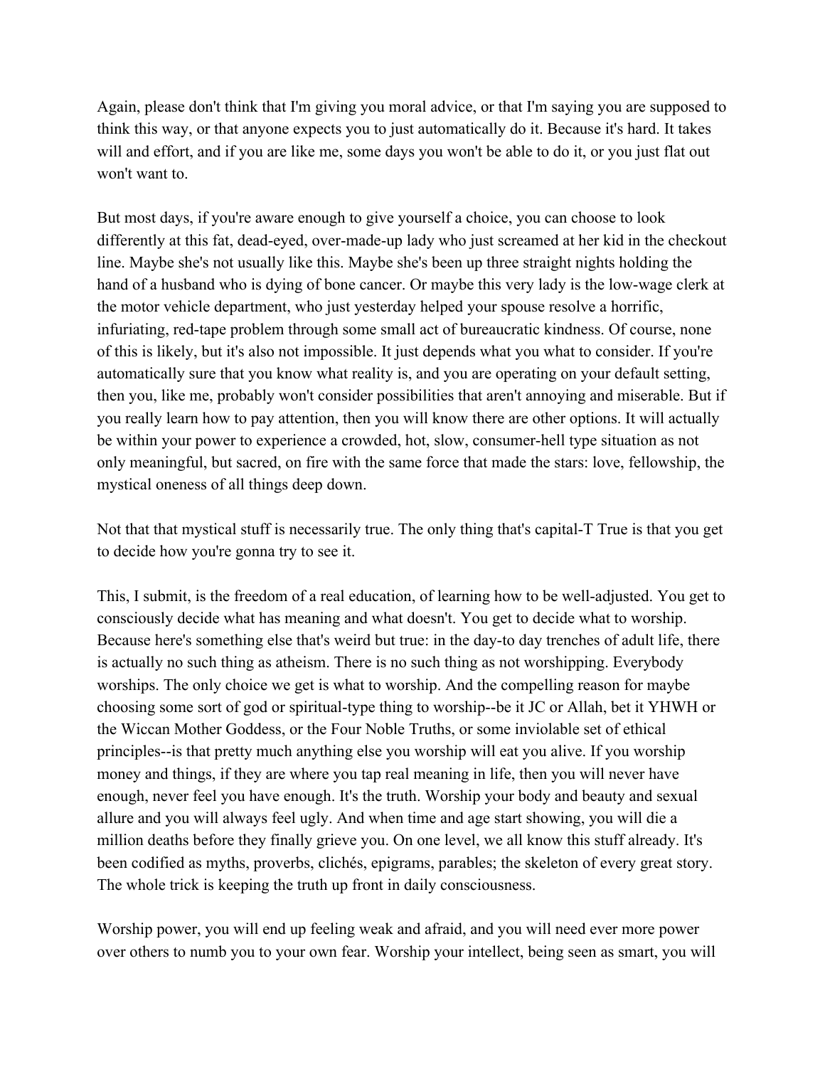Again, please don't think that I'm giving you moral advice, or that I'm saying you are supposed to think this way, or that anyone expects you to just automatically do it. Because it's hard. It takes will and effort, and if you are like me, some days you won't be able to do it, or you just flat out won't want to.

But most days, if you're aware enough to give yourself a choice, you can choose to look differently at this fat, dead-eyed, over-made-up lady who just screamed at her kid in the checkout line. Maybe she's not usually like this. Maybe she's been up three straight nights holding the hand of a husband who is dying of bone cancer. Or maybe this very lady is the low-wage clerk at the motor vehicle department, who just yesterday helped your spouse resolve a horrific, infuriating, red-tape problem through some small act of bureaucratic kindness. Of course, none of this is likely, but it's also not impossible. It just depends what you what to consider. If you're automatically sure that you know what reality is, and you are operating on your default setting, then you, like me, probably won't consider possibilities that aren't annoying and miserable. But if you really learn how to pay attention, then you will know there are other options. It will actually be within your power to experience a crowded, hot, slow, consumer-hell type situation as not only meaningful, but sacred, on fire with the same force that made the stars: love, fellowship, the mystical oneness of all things deep down.

Not that that mystical stuff is necessarily true. The only thing that's capital-T True is that you get to decide how you're gonna try to see it.

This, I submit, is the freedom of a real education, of learning how to be well-adjusted. You get to consciously decide what has meaning and what doesn't. You get to decide what to worship. Because here's something else that's weird but true: in the day-to day trenches of adult life, there is actually no such thing as atheism. There is no such thing as not worshipping. Everybody worships. The only choice we get is what to worship. And the compelling reason for maybe choosing some sort of god or spiritual-type thing to worship--be it JC or Allah, bet it YHWH or the Wiccan Mother Goddess, or the Four Noble Truths, or some inviolable set of ethical principles--is that pretty much anything else you worship will eat you alive. If you worship money and things, if they are where you tap real meaning in life, then you will never have enough, never feel you have enough. It's the truth. Worship your body and beauty and sexual allure and you will always feel ugly. And when time and age start showing, you will die a million deaths before they finally grieve you. On one level, we all know this stuff already. It's been codified as myths, proverbs, clichés, epigrams, parables; the skeleton of every great story. The whole trick is keeping the truth up front in daily consciousness.

Worship power, you will end up feeling weak and afraid, and you will need ever more power over others to numb you to your own fear. Worship your intellect, being seen as smart, you will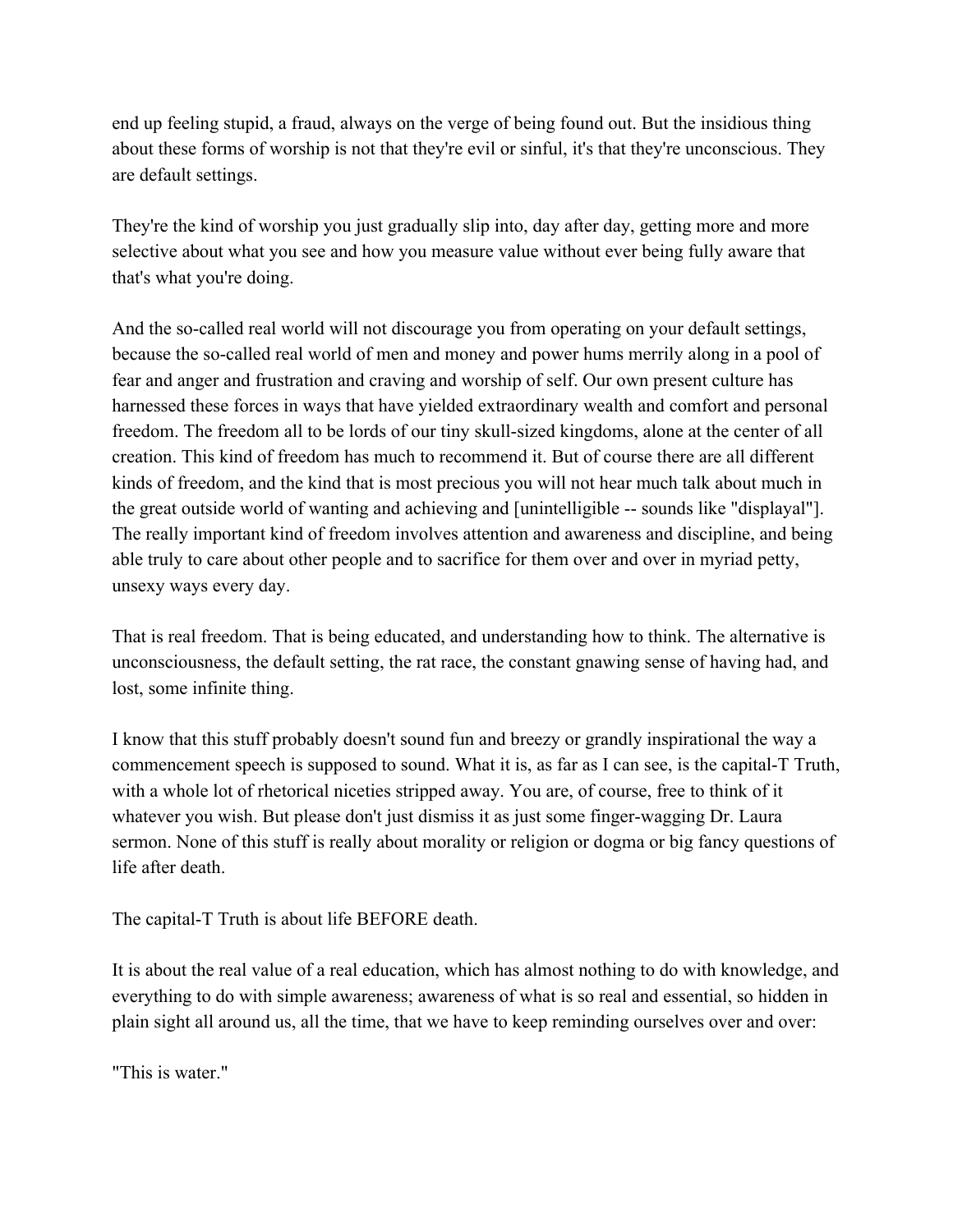end up feeling stupid, a fraud, always on the verge of being found out. But the insidious thing about these forms of worship is not that they're evil or sinful, it's that they're unconscious. They are default settings.

They're the kind of worship you just gradually slip into, day after day, getting more and more selective about what you see and how you measure value without ever being fully aware that that's what you're doing.

And the so-called real world will not discourage you from operating on your default settings, because the so-called real world of men and money and power hums merrily along in a pool of fear and anger and frustration and craving and worship of self. Our own present culture has harnessed these forces in ways that have yielded extraordinary wealth and comfort and personal freedom. The freedom all to be lords of our tiny skull-sized kingdoms, alone at the center of all creation. This kind of freedom has much to recommend it. But of course there are all different kinds of freedom, and the kind that is most precious you will not hear much talk about much in the great outside world of wanting and achieving and [unintelligible -- sounds like "displayal"]. The really important kind of freedom involves attention and awareness and discipline, and being able truly to care about other people and to sacrifice for them over and over in myriad petty, unsexy ways every day.

That is real freedom. That is being educated, and understanding how to think. The alternative is unconsciousness, the default setting, the rat race, the constant gnawing sense of having had, and lost, some infinite thing.

I know that this stuff probably doesn't sound fun and breezy or grandly inspirational the way a commencement speech is supposed to sound. What it is, as far as I can see, is the capital-T Truth, with a whole lot of rhetorical niceties stripped away. You are, of course, free to think of it whatever you wish. But please don't just dismiss it as just some finger-wagging Dr. Laura sermon. None of this stuff is really about morality or religion or dogma or big fancy questions of life after death.

The capital-T Truth is about life BEFORE death.

It is about the real value of a real education, which has almost nothing to do with knowledge, and everything to do with simple awareness; awareness of what is so real and essential, so hidden in plain sight all around us, all the time, that we have to keep reminding ourselves over and over:

"This is water."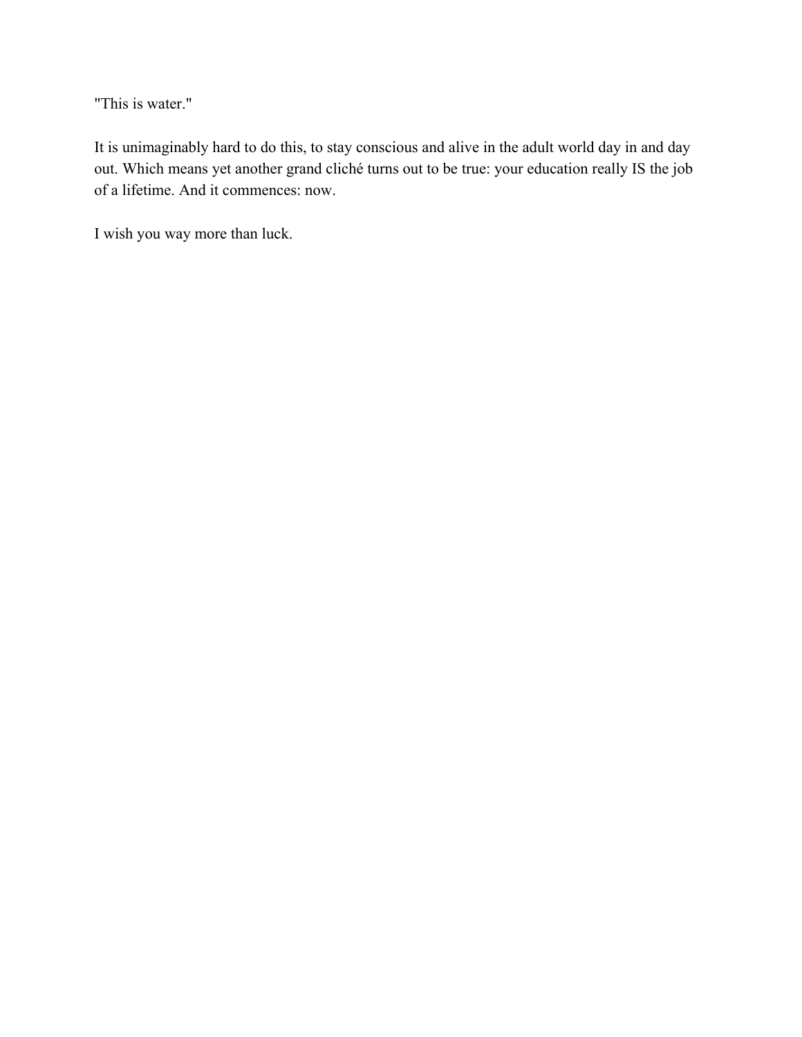"This is water."

It is unimaginably hard to do this, to stay conscious and alive in the adult world day in and day out. Which means yet another grand cliché turns out to be true: your education really IS the job of a lifetime. And it commences: now.

I wish you way more than luck.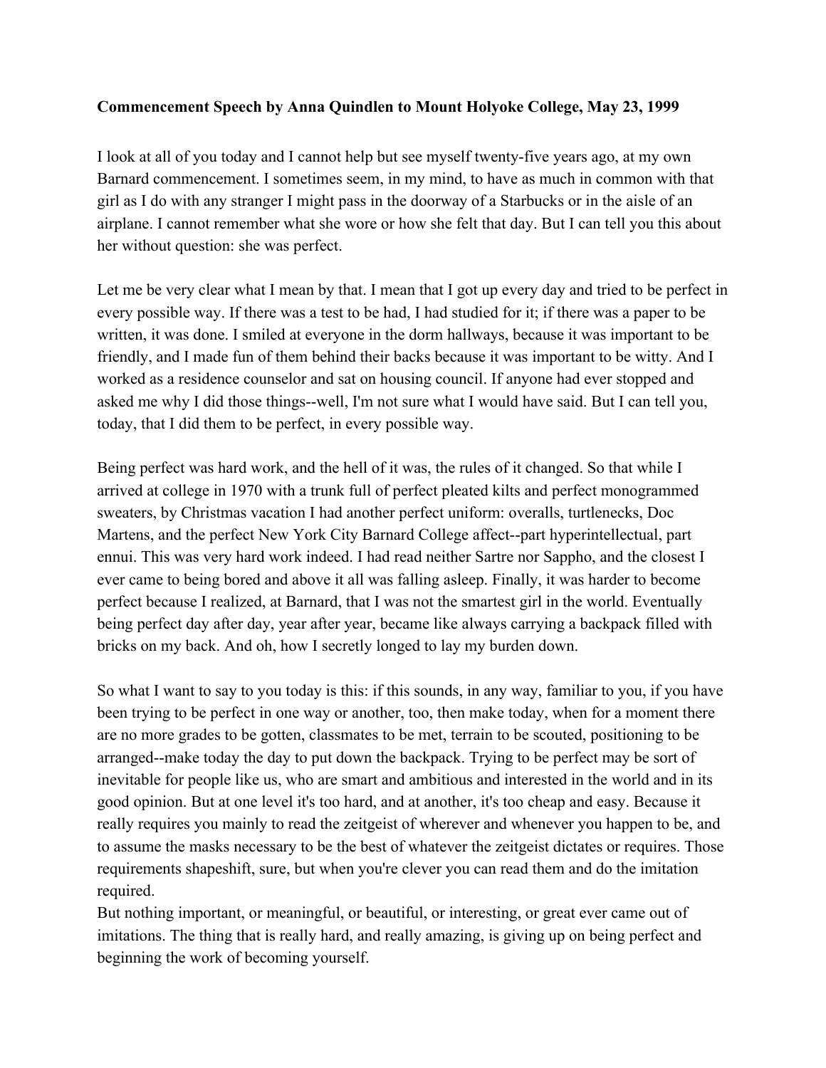**Commencement Speech by Anna Quindlen to Mount Holyoke College, May 23, 1999**

I look at all of you today and I cannot help but see myself twenty-five years ago, at my own Barnard commencement. I sometimes seem, in my mind, to have as much in common with that girl as I do with any stranger I might pass in the doorway of a Starbucks or in the aisle of an airplane. I cannot remember what she wore or how she felt that day. But I can tell you this about her without question: she was perfect.

Let me be very clear what I mean by that. I mean that I got up every day and tried to be perfect in every possible way. If there was a test to be had, I had studied for it; if there was a paper to be written, it was done. I smiled at everyone in the dorm hallways, because it was important to be friendly, and I made fun of them behind their backs because it was important to be witty. And I worked as a residence counselor and sat on housing council. If anyone had ever stopped and asked me why I did those things--well, I'm not sure what I would have said. But I can tell you, today, that I did them to be perfect, in every possible way.

Being perfect was hard work, and the hell of it was, the rules of it changed. So that while I arrived at college in 1970 with a trunk full of perfect pleated kilts and perfect monogrammed sweaters, by Christmas vacation I had another perfect uniform: overalls, turtlenecks, Doc Martens, and the perfect New York City Barnard College affect--part hyperintellectual, part ennui. This was very hard work indeed. I had read neither Sartre nor Sappho, and the closest I ever came to being bored and above it all was falling asleep. Finally, it was harder to become perfect because I realized, at Barnard, that I was not the smartest girl in the world. Eventually being perfect day after day, year after year, became like always carrying a backpack filled with bricks on my back. And oh, how I secretly longed to lay my burden down.

So what I want to say to you today is this: if this sounds, in any way, familiar to you, if you have been trying to be perfect in one way or another, too, then make today, when for a moment there are no more grades to be gotten, classmates to be met, terrain to be scouted, positioning to be arranged--make today the day to put down the backpack. Trying to be perfect may be sort of inevitable for people like us, who are smart and ambitious and interested in the world and in its good opinion. But at one level it's too hard, and at another, it's too cheap and easy. Because it really requires you mainly to read the zeitgeist of wherever and whenever you happen to be, and to assume the masks necessary to be the best of whatever the zeitgeist dictates or requires. Those requirements shapeshift, sure, but when you're clever you can read them and do the imitation required.

But nothing important, or meaningful, or beautiful, or interesting, or great ever came out of imitations. The thing that is really hard, and really amazing, is giving up on being perfect and beginning the work of becoming yourself.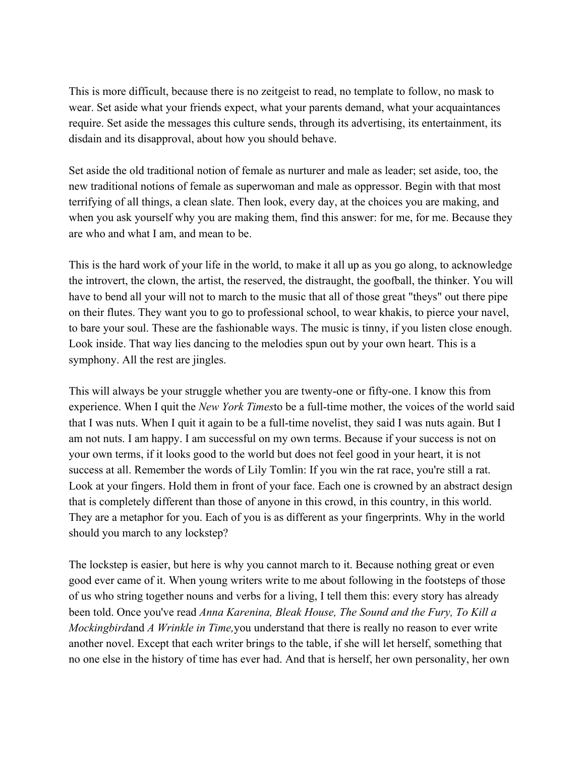This is more difficult, because there is no zeitgeist to read, no template to follow, no mask to wear. Set aside what your friends expect, what your parents demand, what your acquaintances require. Set aside the messages this culture sends, through its advertising, its entertainment, its disdain and its disapproval, about how you should behave.

Set aside the old traditional notion of female as nurturer and male as leader; set aside, too, the new traditional notions of female as superwoman and male as oppressor. Begin with that most terrifying of all things, a clean slate. Then look, every day, at the choices you are making, and when you ask yourself why you are making them, find this answer: for me, for me. Because they are who and what I am, and mean to be.

This is the hard work of your life in the world, to make it all up as you go along, to acknowledge the introvert, the clown, the artist, the reserved, the distraught, the goofball, the thinker. You will have to bend all your will not to march to the music that all of those great "theys" out there pipe on their flutes. They want you to go to professional school, to wear khakis, to pierce your navel, to bare your soul. These are the fashionable ways. The music is tinny, if you listen close enough. Look inside. That way lies dancing to the melodies spun out by your own heart. This is a symphony. All the rest are jingles.

This will always be your struggle whether you are twenty-one or fifty-one. I know this from experience. When I quit the *New York Times*to be a full-time mother, the voices of the world said that I was nuts. When I quit it again to be a full-time novelist, they said I was nuts again. But I am not nuts. I am happy. I am successful on my own terms. Because if your success is not on your own terms, if it looks good to the world but does not feel good in your heart, it is not success at all. Remember the words of Lily Tomlin: If you win the rat race, you're still a rat. Look at your fingers. Hold them in front of your face. Each one is crowned by an abstract design that is completely different than those of anyone in this crowd, in this country, in this world. They are a metaphor for you. Each of you is as different as your fingerprints. Why in the world should you march to any lockstep?

The lockstep is easier, but here is why you cannot march to it. Because nothing great or even good ever came of it. When young writers write to me about following in the footsteps of those of us who string together nouns and verbs for a living, I tell them this: every story has already been told. Once you've read *Anna Karenina, Bleak House, The Sound and the Fury, To Kill a Mockingbird*and *A Wrinkle in Time,*you understand that there is really no reason to ever write another novel. Except that each writer brings to the table, if she will let herself, something that no one else in the history of time has ever had. And that is herself, her own personality, her own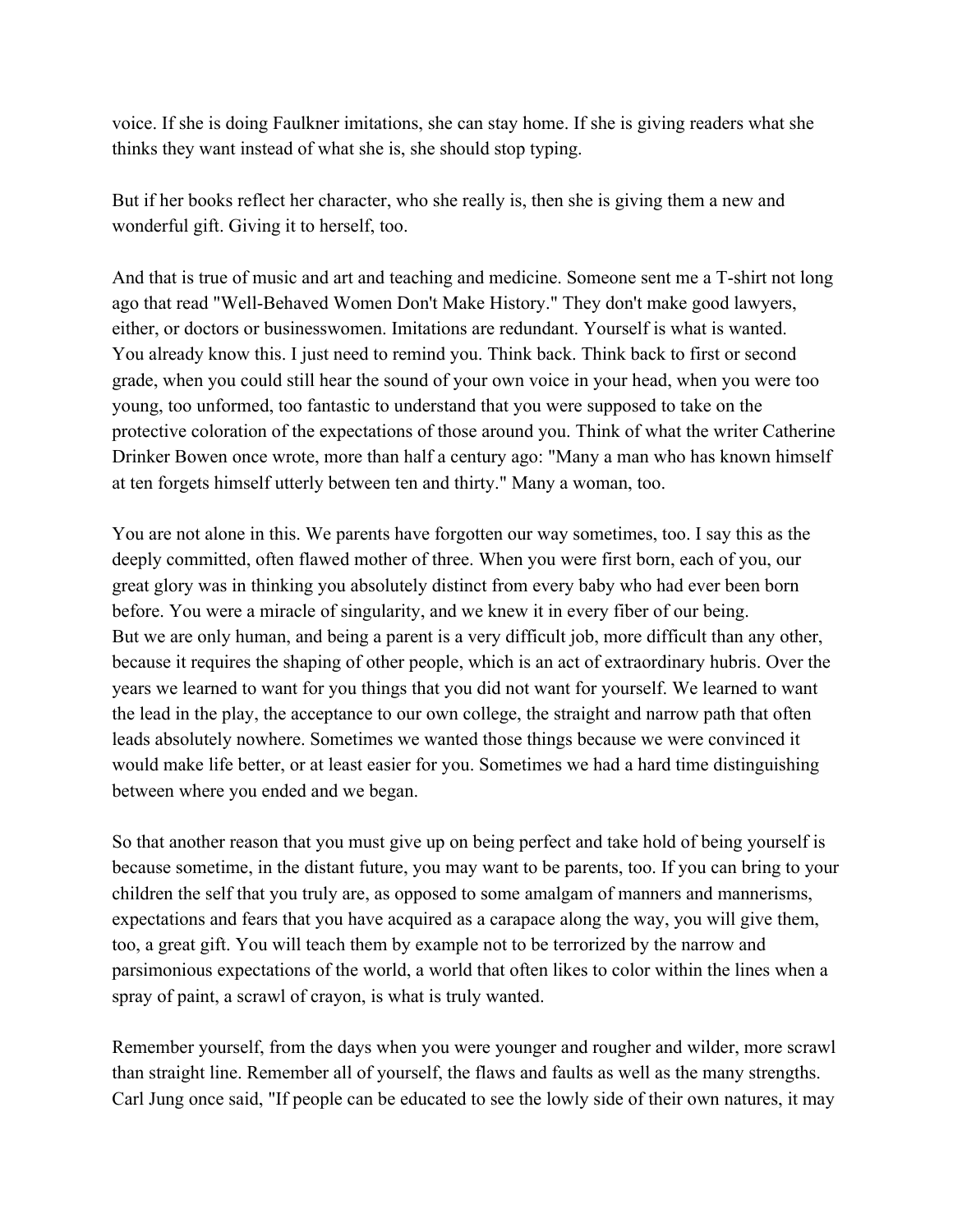voice. If she is doing Faulkner imitations, she can stay home. If she is giving readers what she thinks they want instead of what she is, she should stop typing.

But if her books reflect her character, who she really is, then she is giving them a new and wonderful gift. Giving it to herself, too.

And that is true of music and art and teaching and medicine. Someone sent me a T-shirt not long ago that read "Well-Behaved Women Don't Make History." They don't make good lawyers, either, or doctors or businesswomen. Imitations are redundant. Yourself is what is wanted.
You already know this. I just need to remind you. Think back. Think back to first or second grade, when you could still hear the sound of your own voice in your head, when you were too young, too unformed, too fantastic to understand that you were supposed to take on the protective coloration of the expectations of those around you. Think of what the writer Catherine Drinker Bowen once wrote, more than half a century ago: "Many a man who has known himself at ten forgets himself utterly between ten and thirty." Many a woman, too.

You are not alone in this. We parents have forgotten our way sometimes, too. I say this as the deeply committed, often flawed mother of three. When you were first born, each of you, our great glory was in thinking you absolutely distinct from every baby who had ever been born before. You were a miracle of singularity, and we knew it in every fiber of our being.
But we are only human, and being a parent is a very difficult job, more difficult than any other, because it requires the shaping of other people, which is an act of extraordinary hubris. Over the years we learned to want for you things that you did not want for yourself. We learned to want the lead in the play, the acceptance to our own college, the straight and narrow path that often leads absolutely nowhere. Sometimes we wanted those things because we were convinced it would make life better, or at least easier for you. Sometimes we had a hard time distinguishing between where you ended and we began.

So that another reason that you must give up on being perfect and take hold of being yourself is because sometime, in the distant future, you may want to be parents, too. If you can bring to your children the self that you truly are, as opposed to some amalgam of manners and mannerisms, expectations and fears that you have acquired as a carapace along the way, you will give them, too, a great gift. You will teach them by example not to be terrorized by the narrow and parsimonious expectations of the world, a world that often likes to color within the lines when a spray of paint, a scrawl of crayon, is what is truly wanted.

Remember yourself, from the days when you were younger and rougher and wilder, more scrawl than straight line. Remember all of yourself, the flaws and faults as well as the many strengths. Carl Jung once said, "If people can be educated to see the lowly side of their own natures, it may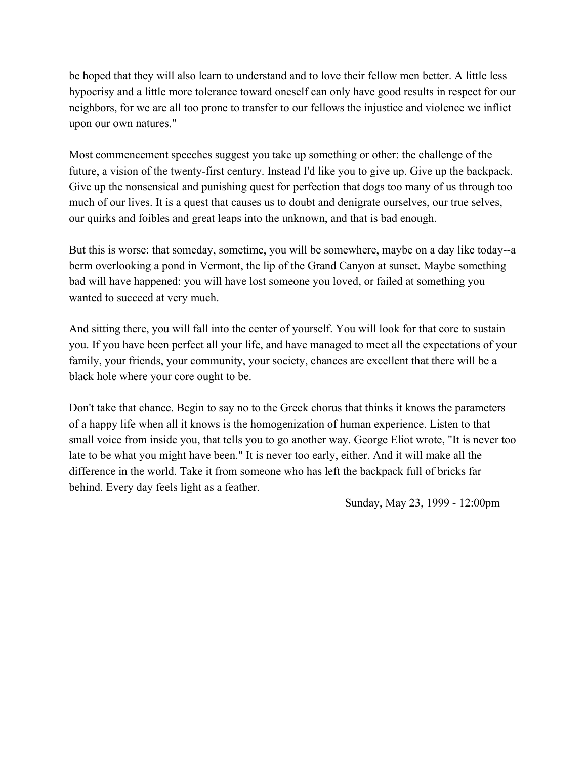be hoped that they will also learn to understand and to love their fellow men better. A little less hypocrisy and a little more tolerance toward oneself can only have good results in respect for our neighbors, for we are all too prone to transfer to our fellows the injustice and violence we inflict upon our own natures."

Most commencement speeches suggest you take up something or other: the challenge of the future, a vision of the twenty-first century. Instead I'd like you to give up. Give up the backpack. Give up the nonsensical and punishing quest for perfection that dogs too many of us through too much of our lives. It is a quest that causes us to doubt and denigrate ourselves, our true selves, our quirks and foibles and great leaps into the unknown, and that is bad enough.

But this is worse: that someday, sometime, you will be somewhere, maybe on a day like today--a berm overlooking a pond in Vermont, the lip of the Grand Canyon at sunset. Maybe something bad will have happened: you will have lost someone you loved, or failed at something you wanted to succeed at very much.

And sitting there, you will fall into the center of yourself. You will look for that core to sustain you. If you have been perfect all your life, and have managed to meet all the expectations of your family, your friends, your community, your society, chances are excellent that there will be a black hole where your core ought to be.

Don't take that chance. Begin to say no to the Greek chorus that thinks it knows the parameters of a happy life when all it knows is the homogenization of human experience. Listen to that small voice from inside you, that tells you to go another way. George Eliot wrote, "It is never too late to be what you might have been." It is never too early, either. And it will make all the difference in the world. Take it from someone who has left the backpack full of bricks far behind. Every day feels light as a feather.

Sunday, May 23, 1999 - 12:00pm